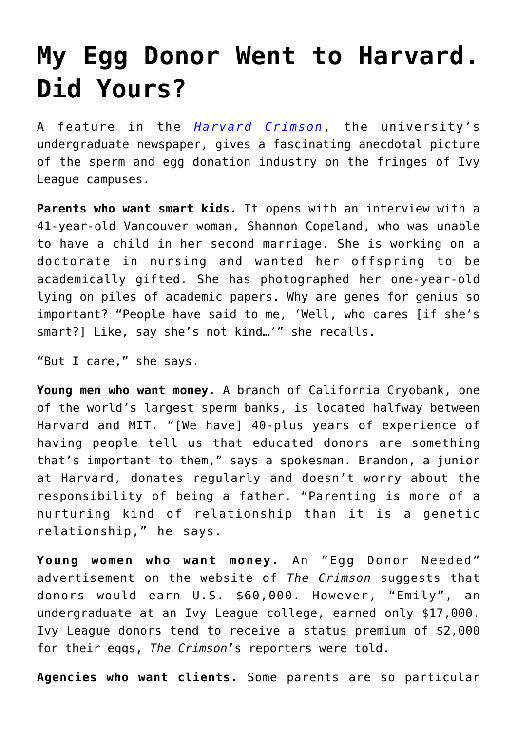# My Egg Donor Went to Harvard. Did Yours?

A feature in the *[Harvard Crimson](Harvard Crimson)*, the university's undergraduate newspaper, gives a fascinating anecdotal picture of the sperm and egg donation industry on the fringes of Ivy League campuses.

**Parents who want smart kids.** It opens with an interview with a 41-year-old Vancouver woman, Shannon Copeland, who was unable to have a child in her second marriage. She is working on a doctorate in nursing and wanted her offspring to be academically gifted. She has photographed her one-year-old lying on piles of academic papers. Why are genes for genius so important? "People have said to me, 'Well, who cares [if she's smart?] Like, say she's not kind…'" she recalls.

"But I care," she says.

**Young men who want money.** A branch of California Cryobank, one of the world's largest sperm banks, is located halfway between Harvard and MIT. "[We have] 40-plus years of experience of having people tell us that educated donors are something that's important to them," says a spokesman. Brandon, a junior at Harvard, donates regularly and doesn't worry about the responsibility of being a father. "Parenting is more of a nurturing kind of relationship than it is a genetic relationship," he says.

**Young women who want money.** An "Egg Donor Needed" advertisement on the website of *The Crimson* suggests that donors would earn U.S. $60,000. However, "Emily", an undergraduate at an Ivy League college, earned only $17,000. Ivy League donors tend to receive a status premium of $2,000 for their eggs, *The Crimson*'s reporters were told.

**Agencies who want clients.** Some parents are so particular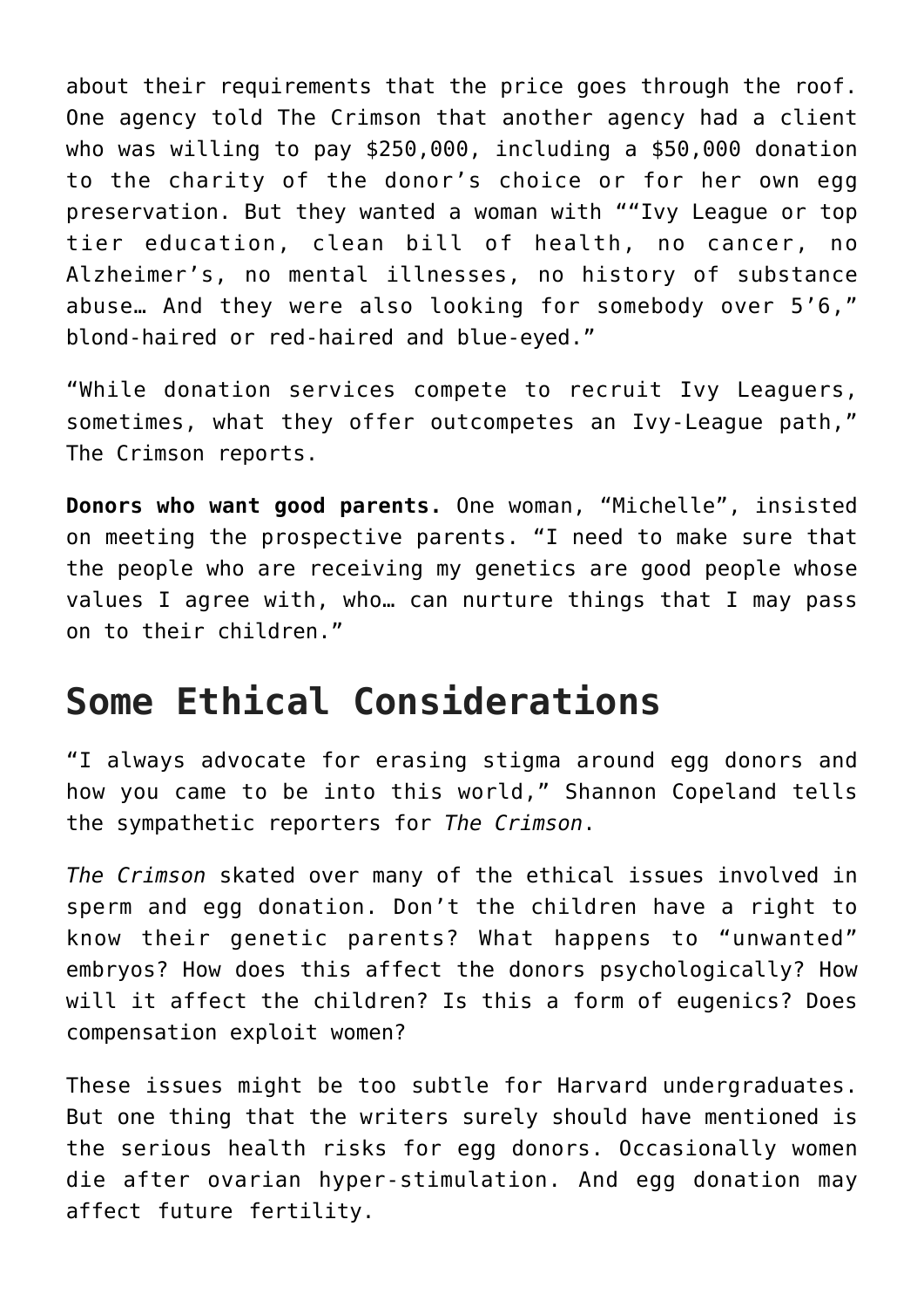about their requirements that the price goes through the roof. One agency told The Crimson that another agency had a client who was willing to pay $250,000, including a $50,000 donation to the charity of the donor's choice or for her own egg preservation. But they wanted a woman with ""Ivy League or top tier education, clean bill of health, no cancer, no Alzheimer's, no mental illnesses, no history of substance abuse… And they were also looking for somebody over 5'6," blond-haired or red-haired and blue-eyed."

"While donation services compete to recruit Ivy Leaguers, sometimes, what they offer outcompetes an Ivy-League path," The Crimson reports.

**Donors who want good parents.** One woman, "Michelle", insisted on meeting the prospective parents. "I need to make sure that the people who are receiving my genetics are good people whose values I agree with, who… can nurture things that I may pass on to their children."

## Some Ethical Considerations

"I always advocate for erasing stigma around egg donors and how you came to be into this world," Shannon Copeland tells the sympathetic reporters for *The Crimson*.

*The Crimson* skated over many of the ethical issues involved in sperm and egg donation. Don't the children have a right to know their genetic parents? What happens to "unwanted" embryos? How does this affect the donors psychologically? How will it affect the children? Is this a form of eugenics? Does compensation exploit women?

These issues might be too subtle for Harvard undergraduates. But one thing that the writers surely should have mentioned is the serious health risks for egg donors. Occasionally women die after ovarian hyper-stimulation. And egg donation may affect future fertility.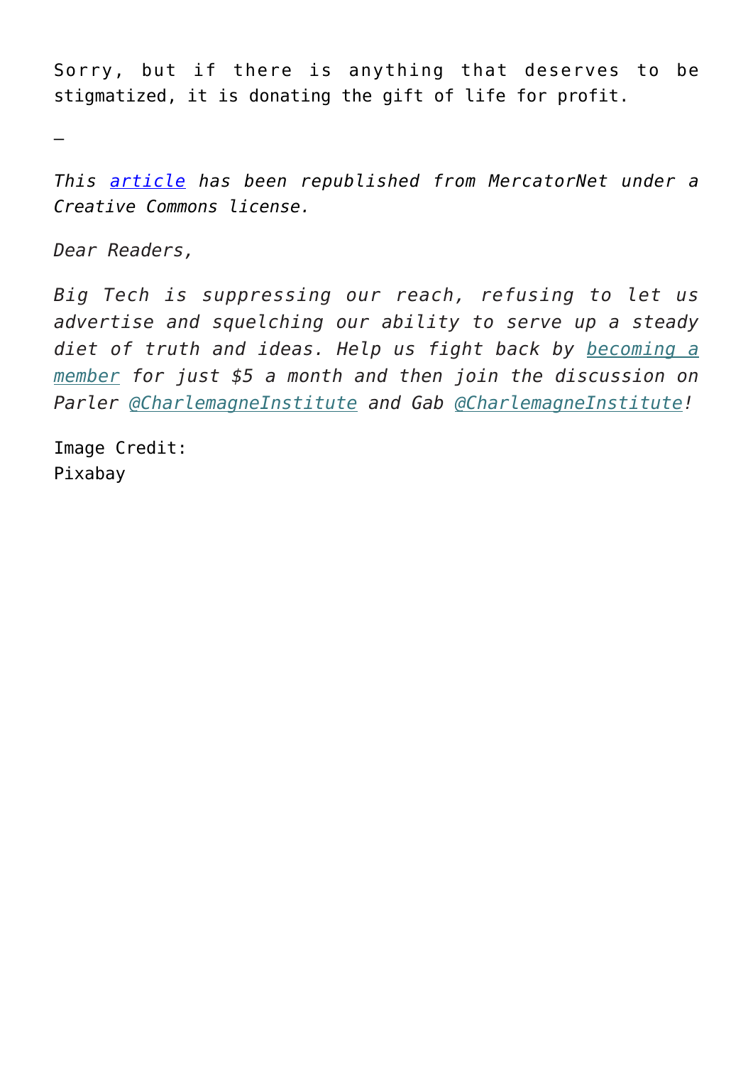Sorry, but if there is anything that deserves to be stigmatized, it is donating the gift of life for profit.

—

*This article has been republished from MercatorNet under a Creative Commons license.*

*Dear Readers,*

*Big Tech is suppressing our reach, refusing to let us advertise and squelching our ability to serve up a steady diet of truth and ideas. Help us fight back by becoming a member for just $5 a month and then join the discussion on Parler @CharlemagneInstitute and Gab @CharlemagneInstitute!*

Image Credit:
Pixabay